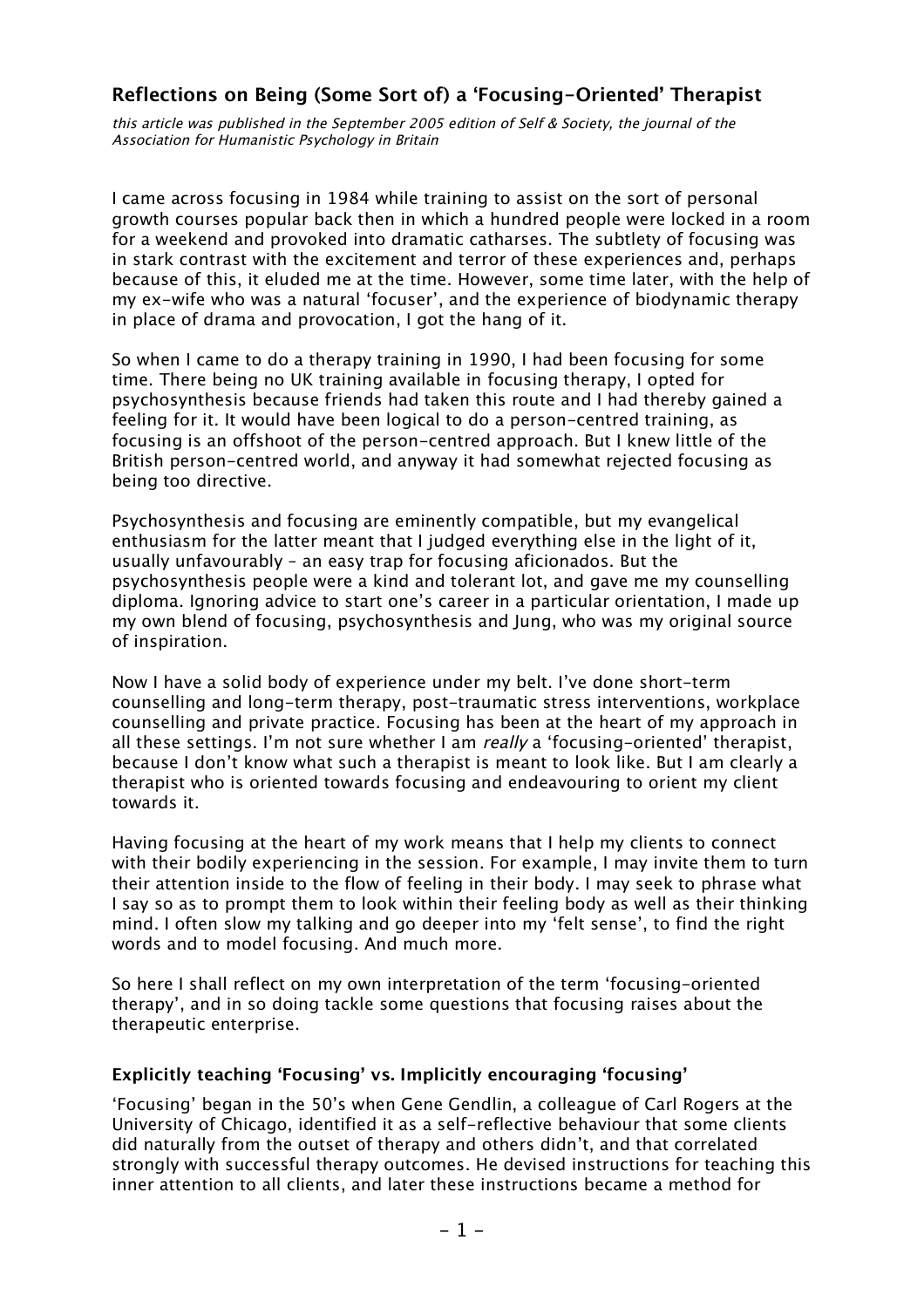## Reflections on Being (Some Sort of) a 'Focusing-Oriented' Therapist

*this article was published in the September 2005 edition of Self & Society, the journal of the Association for Humanistic Psychology in Britain*

I came across focusing in 1984 while training to assist on the sort of personal growth courses popular back then in which a hundred people were locked in a room for a weekend and provoked into dramatic catharses. The subtlety of focusing was in stark contrast with the excitement and terror of these experiences and, perhaps because of this, it eluded me at the time. However, some time later, with the help of my ex-wife who was a natural 'focuser', and the experience of biodynamic therapy in place of drama and provocation, I got the hang of it.

So when I came to do a therapy training in 1990, I had been focusing for some time. There being no UK training available in focusing therapy, I opted for psychosynthesis because friends had taken this route and I had thereby gained a feeling for it. It would have been logical to do a person-centred training, as focusing is an offshoot of the person-centred approach. But I knew little of the British person-centred world, and anyway it had somewhat rejected focusing as being too directive.

Psychosynthesis and focusing are eminently compatible, but my evangelical enthusiasm for the latter meant that I judged everything else in the light of it, usually unfavourably – an easy trap for focusing aficionados. But the psychosynthesis people were a kind and tolerant lot, and gave me my counselling diploma. Ignoring advice to start one's career in a particular orientation, I made up my own blend of focusing, psychosynthesis and Jung, who was my original source of inspiration.

Now I have a solid body of experience under my belt. I've done short-term counselling and long-term therapy, post-traumatic stress interventions, workplace counselling and private practice. Focusing has been at the heart of my approach in all these settings. I'm not sure whether I am *really* a 'focusing-oriented' therapist, because I don't know what such a therapist is meant to look like. But I am clearly a therapist who is oriented towards focusing and endeavouring to orient my client towards it.

Having focusing at the heart of my work means that I help my clients to connect with their bodily experiencing in the session. For example, I may invite them to turn their attention inside to the flow of feeling in their body. I may seek to phrase what I say so as to prompt them to look within their feeling body as well as their thinking mind. I often slow my talking and go deeper into my 'felt sense', to find the right words and to model focusing. And much more.

So here I shall reflect on my own interpretation of the term 'focusing-oriented therapy', and in so doing tackle some questions that focusing raises about the therapeutic enterprise.

### Explicitly teaching 'Focusing' vs. Implicitly encouraging 'focusing'

'Focusing' began in the 50's when Gene Gendlin, a colleague of Carl Rogers at the University of Chicago, identified it as a self-reflective behaviour that some clients did naturally from the outset of therapy and others didn't, and that correlated strongly with successful therapy outcomes. He devised instructions for teaching this inner attention to all clients, and later these instructions became a method for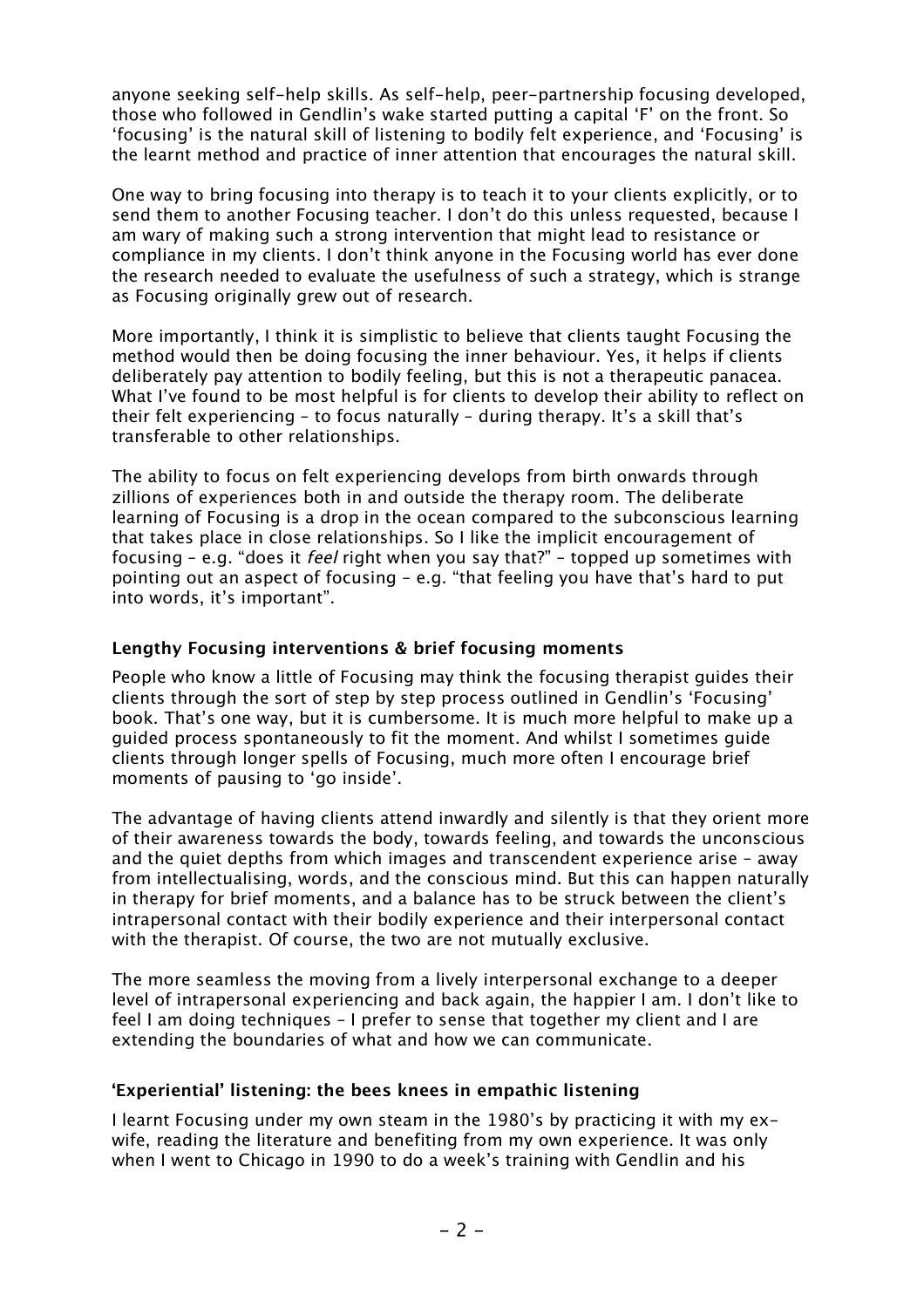anyone seeking self-help skills. As self-help, peer-partnership focusing developed, those who followed in Gendlin's wake started putting a capital 'F' on the front. So 'focusing' is the natural skill of listening to bodily felt experience, and 'Focusing' is the learnt method and practice of inner attention that encourages the natural skill.

One way to bring focusing into therapy is to teach it to your clients explicitly, or to send them to another Focusing teacher. I don't do this unless requested, because I am wary of making such a strong intervention that might lead to resistance or compliance in my clients. I don't think anyone in the Focusing world has ever done the research needed to evaluate the usefulness of such a strategy, which is strange as Focusing originally grew out of research.

More importantly, I think it is simplistic to believe that clients taught Focusing the method would then be doing focusing the inner behaviour. Yes, it helps if clients deliberately pay attention to bodily feeling, but this is not a therapeutic panacea. What I've found to be most helpful is for clients to develop their ability to reflect on their felt experiencing – to focus naturally – during therapy. It's a skill that's transferable to other relationships.

The ability to focus on felt experiencing develops from birth onwards through zillions of experiences both in and outside the therapy room. The deliberate learning of Focusing is a drop in the ocean compared to the subconscious learning that takes place in close relationships. So I like the implicit encouragement of focusing – e.g. "does it *feel* right when you say that?" – topped up sometimes with pointing out an aspect of focusing – e.g. "that feeling you have that's hard to put into words, it's important".

### Lengthy Focusing interventions & brief focusing moments

People who know a little of Focusing may think the focusing therapist guides their clients through the sort of step by step process outlined in Gendlin's 'Focusing' book. That's one way, but it is cumbersome. It is much more helpful to make up a guided process spontaneously to fit the moment. And whilst I sometimes guide clients through longer spells of Focusing, much more often I encourage brief moments of pausing to 'go inside'.

The advantage of having clients attend inwardly and silently is that they orient more of their awareness towards the body, towards feeling, and towards the unconscious and the quiet depths from which images and transcendent experience arise – away from intellectualising, words, and the conscious mind. But this can happen naturally in therapy for brief moments, and a balance has to be struck between the client's intrapersonal contact with their bodily experience and their interpersonal contact with the therapist. Of course, the two are not mutually exclusive.

The more seamless the moving from a lively interpersonal exchange to a deeper level of intrapersonal experiencing and back again, the happier I am. I don't like to feel I am doing techniques – I prefer to sense that together my client and I are extending the boundaries of what and how we can communicate.

### 'Experiential' listening: the bees knees in empathic listening

I learnt Focusing under my own steam in the 1980's by practicing it with my ex-wife, reading the literature and benefiting from my own experience. It was only when I went to Chicago in 1990 to do a week's training with Gendlin and his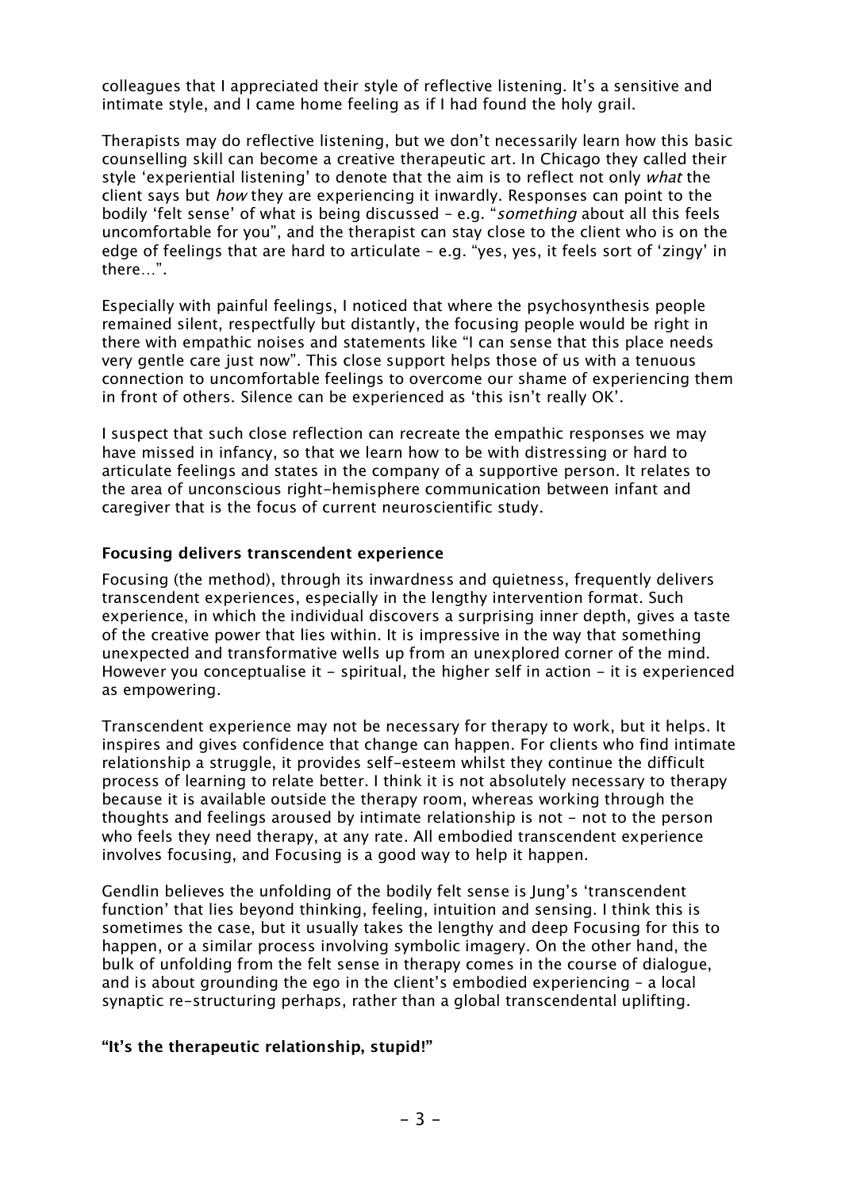colleagues that I appreciated their style of reflective listening. It's a sensitive and intimate style, and I came home feeling as if I had found the holy grail.

Therapists may do reflective listening, but we don't necessarily learn how this basic counselling skill can become a creative therapeutic art. In Chicago they called their style 'experiential listening' to denote that the aim is to reflect not only *what* the client says but *how* they are experiencing it inwardly. Responses can point to the bodily 'felt sense' of what is being discussed – e.g. "*something* about all this feels uncomfortable for you", and the therapist can stay close to the client who is on the edge of feelings that are hard to articulate – e.g. "yes, yes, it feels sort of 'zingy' in there…".

Especially with painful feelings, I noticed that where the psychosynthesis people remained silent, respectfully but distantly, the focusing people would be right in there with empathic noises and statements like "I can sense that this place needs very gentle care just now". This close support helps those of us with a tenuous connection to uncomfortable feelings to overcome our shame of experiencing them in front of others. Silence can be experienced as 'this isn't really OK'.

I suspect that such close reflection can recreate the empathic responses we may have missed in infancy, so that we learn how to be with distressing or hard to articulate feelings and states in the company of a supportive person. It relates to the area of unconscious right-hemisphere communication between infant and caregiver that is the focus of current neuroscientific study.

### Focusing delivers transcendent experience

Focusing (the method), through its inwardness and quietness, frequently delivers transcendent experiences, especially in the lengthy intervention format. Such experience, in which the individual discovers a surprising inner depth, gives a taste of the creative power that lies within. It is impressive in the way that something unexpected and transformative wells up from an unexplored corner of the mind. However you conceptualise it - spiritual, the higher self in action - it is experienced as empowering.

Transcendent experience may not be necessary for therapy to work, but it helps. It inspires and gives confidence that change can happen. For clients who find intimate relationship a struggle, it provides self-esteem whilst they continue the difficult process of learning to relate better. I think it is not absolutely necessary to therapy because it is available outside the therapy room, whereas working through the thoughts and feelings aroused by intimate relationship is not - not to the person who feels they need therapy, at any rate. All embodied transcendent experience involves focusing, and Focusing is a good way to help it happen.

Gendlin believes the unfolding of the bodily felt sense is Jung's 'transcendent function' that lies beyond thinking, feeling, intuition and sensing. I think this is sometimes the case, but it usually takes the lengthy and deep Focusing for this to happen, or a similar process involving symbolic imagery. On the other hand, the bulk of unfolding from the felt sense in therapy comes in the course of dialogue, and is about grounding the ego in the client's embodied experiencing – a local synaptic re-structuring perhaps, rather than a global transcendental uplifting.

### "It's the therapeutic relationship, stupid!"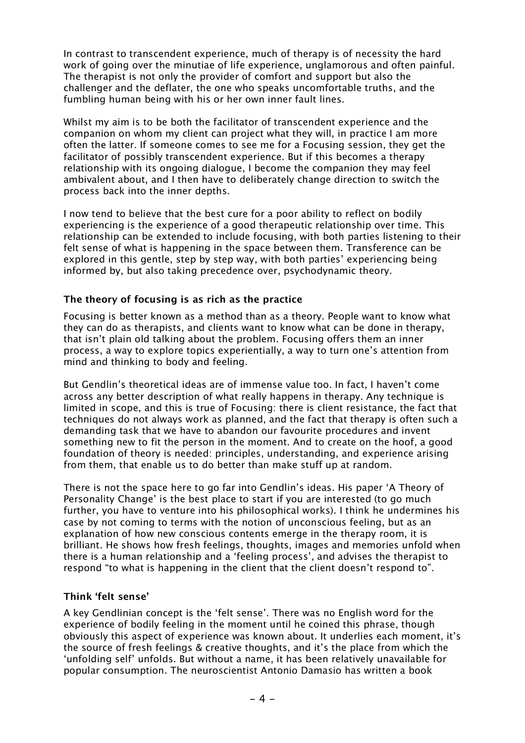In contrast to transcendent experience, much of therapy is of necessity the hard work of going over the minutiae of life experience, unglamorous and often painful. The therapist is not only the provider of comfort and support but also the challenger and the deflater, the one who speaks uncomfortable truths, and the fumbling human being with his or her own inner fault lines.

Whilst my aim is to be both the facilitator of transcendent experience and the companion on whom my client can project what they will, in practice I am more often the latter. If someone comes to see me for a Focusing session, they get the facilitator of possibly transcendent experience. But if this becomes a therapy relationship with its ongoing dialogue, I become the companion they may feel ambivalent about, and I then have to deliberately change direction to switch the process back into the inner depths.

I now tend to believe that the best cure for a poor ability to reflect on bodily experiencing is the experience of a good therapeutic relationship over time. This relationship can be extended to include focusing, with both parties listening to their felt sense of what is happening in the space between them. Transference can be explored in this gentle, step by step way, with both parties' experiencing being informed by, but also taking precedence over, psychodynamic theory.

### The theory of focusing is as rich as the practice

Focusing is better known as a method than as a theory. People want to know what they can do as therapists, and clients want to know what can be done in therapy, that isn't plain old talking about the problem. Focusing offers them an inner process, a way to explore topics experientially, a way to turn one's attention from mind and thinking to body and feeling.

But Gendlin's theoretical ideas are of immense value too. In fact, I haven't come across any better description of what really happens in therapy. Any technique is limited in scope, and this is true of Focusing: there is client resistance, the fact that techniques do not always work as planned, and the fact that therapy is often such a demanding task that we have to abandon our favourite procedures and invent something new to fit the person in the moment. And to create on the hoof, a good foundation of theory is needed: principles, understanding, and experience arising from them, that enable us to do better than make stuff up at random.

There is not the space here to go far into Gendlin's ideas. His paper 'A Theory of Personality Change' is the best place to start if you are interested (to go much further, you have to venture into his philosophical works). I think he undermines his case by not coming to terms with the notion of unconscious feeling, but as an explanation of how new conscious contents emerge in the therapy room, it is brilliant. He shows how fresh feelings, thoughts, images and memories unfold when there is a human relationship and a 'feeling process', and advises the therapist to respond "to what is happening in the client that the client doesn't respond to".

### Think 'felt sense'

A key Gendlinian concept is the 'felt sense'. There was no English word for the experience of bodily feeling in the moment until he coined this phrase, though obviously this aspect of experience was known about. It underlies each moment, it's the source of fresh feelings & creative thoughts, and it's the place from which the 'unfolding self' unfolds. But without a name, it has been relatively unavailable for popular consumption. The neuroscientist Antonio Damasio has written a book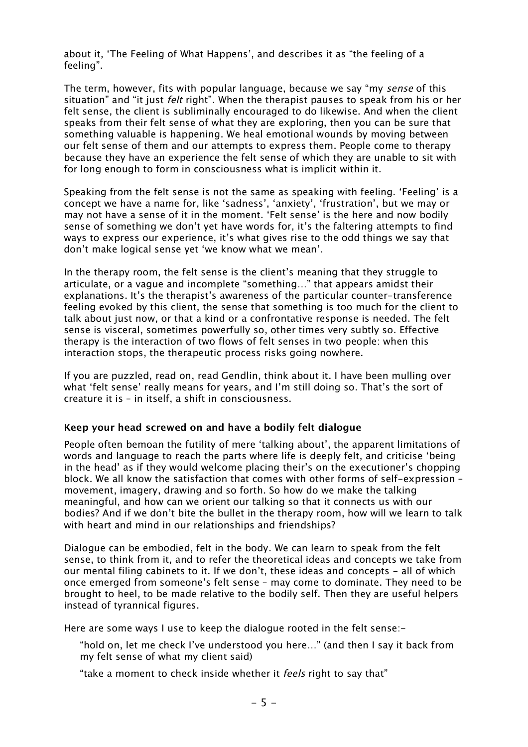about it, 'The Feeling of What Happens', and describes it as "the feeling of a feeling".

The term, however, fits with popular language, because we say "my *sense* of this situation" and "it just *felt* right". When the therapist pauses to speak from his or her felt sense, the client is subliminally encouraged to do likewise. And when the client speaks from their felt sense of what they are exploring, then you can be sure that something valuable is happening. We heal emotional wounds by moving between our felt sense of them and our attempts to express them. People come to therapy because they have an experience the felt sense of which they are unable to sit with for long enough to form in consciousness what is implicit within it.

Speaking from the felt sense is not the same as speaking with feeling. 'Feeling' is a concept we have a name for, like 'sadness', 'anxiety', 'frustration', but we may or may not have a sense of it in the moment. 'Felt sense' is the here and now bodily sense of something we don't yet have words for, it's the faltering attempts to find ways to express our experience, it's what gives rise to the odd things we say that don't make logical sense yet 'we know what we mean'.

In the therapy room, the felt sense is the client's meaning that they struggle to articulate, or a vague and incomplete "something…" that appears amidst their explanations. It's the therapist's awareness of the particular counter-transference feeling evoked by this client, the sense that something is too much for the client to talk about just now, or that a kind or a confrontative response is needed. The felt sense is visceral, sometimes powerfully so, other times very subtly so. Effective therapy is the interaction of two flows of felt senses in two people: when this interaction stops, the therapeutic process risks going nowhere.

If you are puzzled, read on, read Gendlin, think about it. I have been mulling over what 'felt sense' really means for years, and I'm still doing so. That's the sort of creature it is – in itself, a shift in consciousness.

### Keep your head screwed on and have a bodily felt dialogue

People often bemoan the futility of mere 'talking about', the apparent limitations of words and language to reach the parts where life is deeply felt, and criticise 'being in the head' as if they would welcome placing their's on the executioner's chopping block. We all know the satisfaction that comes with other forms of self-expression – movement, imagery, drawing and so forth. So how do we make the talking meaningful, and how can we orient our talking so that it connects us with our bodies? And if we don't bite the bullet in the therapy room, how will we learn to talk with heart and mind in our relationships and friendships?

Dialogue can be embodied, felt in the body. We can learn to speak from the felt sense, to think from it, and to refer the theoretical ideas and concepts we take from our mental filing cabinets to it. If we don't, these ideas and concepts – all of which once emerged from someone's felt sense – may come to dominate. They need to be brought to heel, to be made relative to the bodily self. Then they are useful helpers instead of tyrannical figures.

Here are some ways I use to keep the dialogue rooted in the felt sense:-

"hold on, let me check I've understood you here…" (and then I say it back from my felt sense of what my client said)

"take a moment to check inside whether it *feels* right to say that"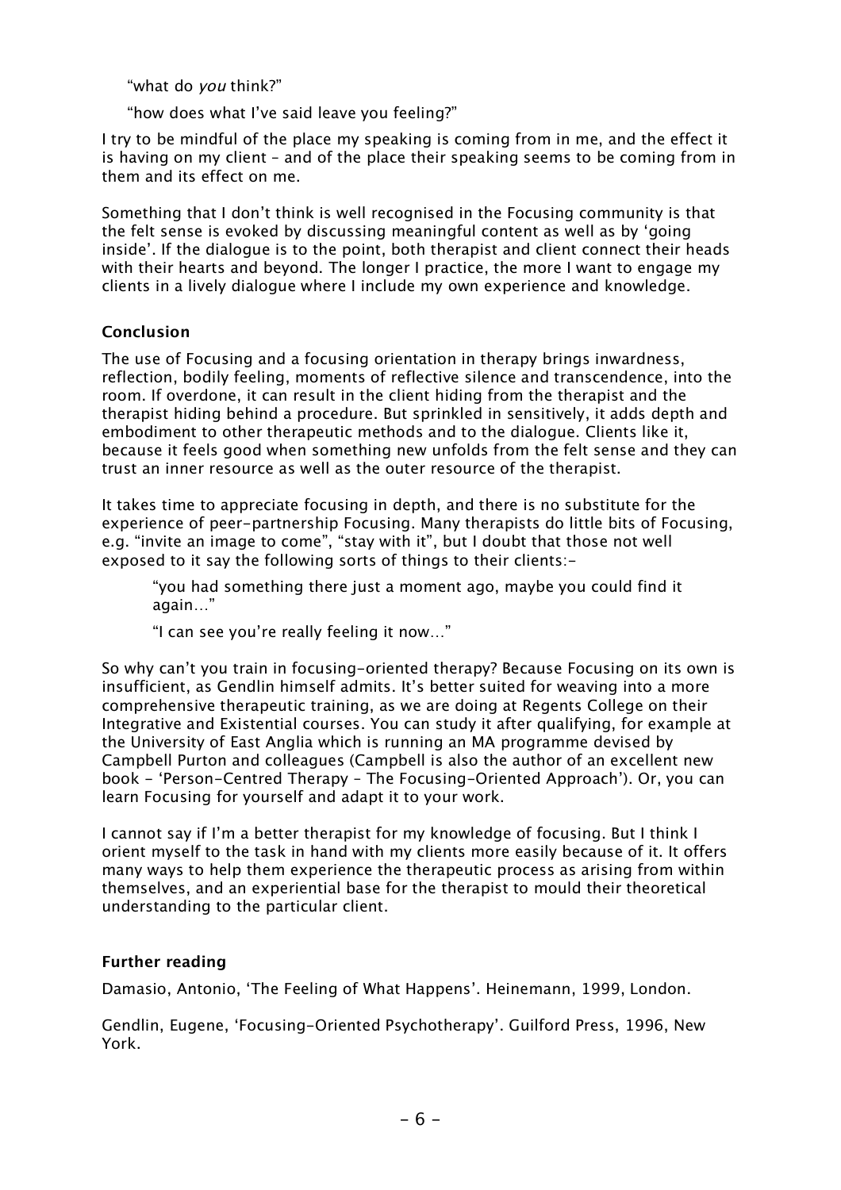> "what do *you* think?"
>
> "how does what I've said leave you feeling?"

I try to be mindful of the place my speaking is coming from in me, and the effect it is having on my client – and of the place their speaking seems to be coming from in them and its effect on me.

Something that I don't think is well recognised in the Focusing community is that the felt sense is evoked by discussing meaningful content as well as by 'going inside'. If the dialogue is to the point, both therapist and client connect their heads with their hearts and beyond. The longer I practice, the more I want to engage my clients in a lively dialogue where I include my own experience and knowledge.

### Conclusion

The use of Focusing and a focusing orientation in therapy brings inwardness, reflection, bodily feeling, moments of reflective silence and transcendence, into the room. If overdone, it can result in the client hiding from the therapist and the therapist hiding behind a procedure. But sprinkled in sensitively, it adds depth and embodiment to other therapeutic methods and to the dialogue. Clients like it, because it feels good when something new unfolds from the felt sense and they can trust an inner resource as well as the outer resource of the therapist.

It takes time to appreciate focusing in depth, and there is no substitute for the experience of peer-partnership Focusing. Many therapists do little bits of Focusing, e.g. "invite an image to come", "stay with it", but I doubt that those not well exposed to it say the following sorts of things to their clients:-

> "you had something there just a moment ago, maybe you could find it again…"
>
> "I can see you're really feeling it now…"

So why can't you train in focusing-oriented therapy? Because Focusing on its own is insufficient, as Gendlin himself admits. It's better suited for weaving into a more comprehensive therapeutic training, as we are doing at Regents College on their Integrative and Existential courses. You can study it after qualifying, for example at the University of East Anglia which is running an MA programme devised by Campbell Purton and colleagues (Campbell is also the author of an excellent new book – 'Person-Centred Therapy – The Focusing-Oriented Approach'). Or, you can learn Focusing for yourself and adapt it to your work.

I cannot say if I'm a better therapist for my knowledge of focusing. But I think I orient myself to the task in hand with my clients more easily because of it. It offers many ways to help them experience the therapeutic process as arising from within themselves, and an experiential base for the therapist to mould their theoretical understanding to the particular client.

### Further reading

Damasio, Antonio, 'The Feeling of What Happens'. Heinemann, 1999, London.

Gendlin, Eugene, 'Focusing-Oriented Psychotherapy'. Guilford Press, 1996, New York.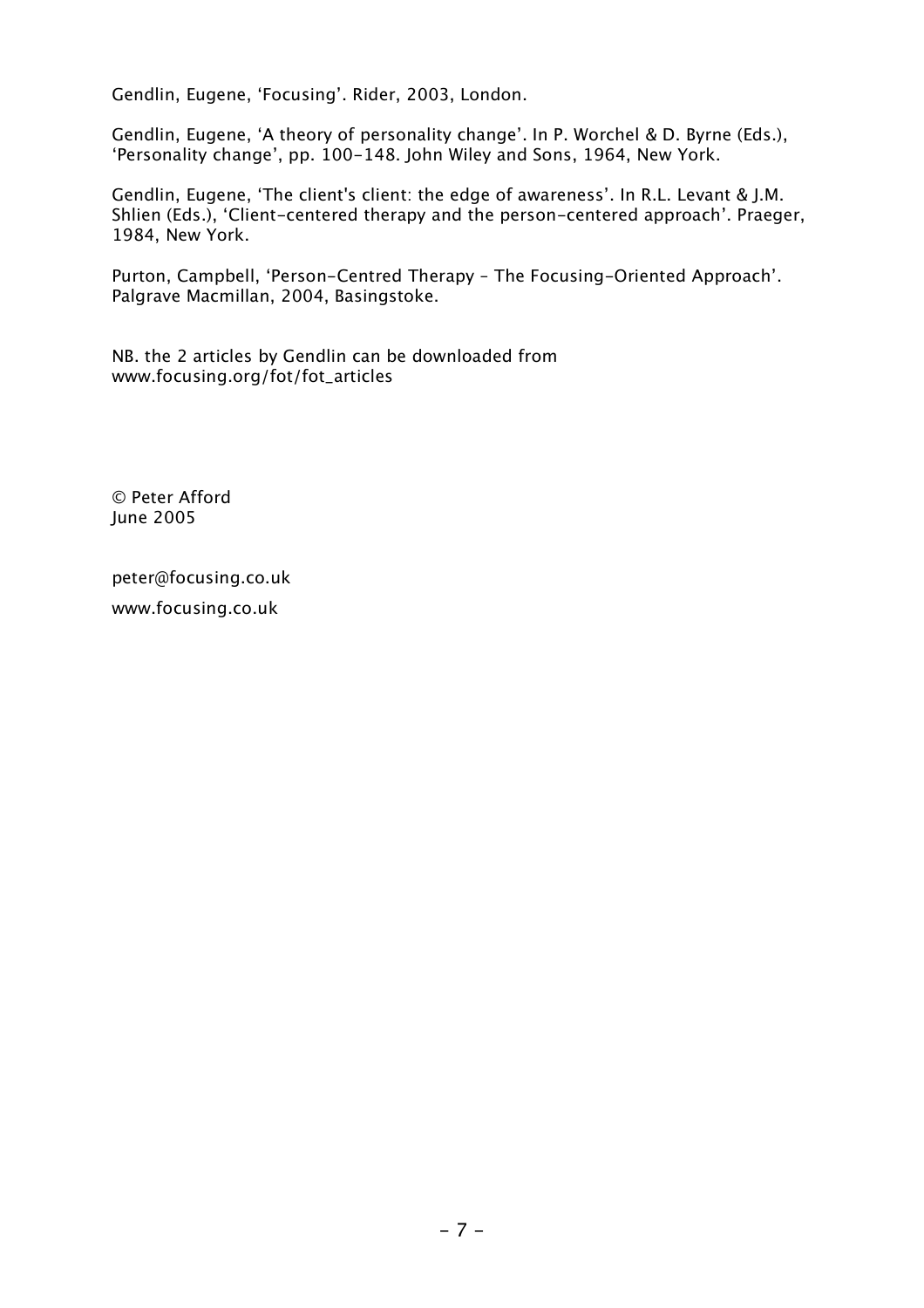Gendlin, Eugene, 'Focusing'. Rider, 2003, London.

Gendlin, Eugene, 'A theory of personality change'. In P. Worchel & D. Byrne (Eds.), 'Personality change', pp. 100-148. John Wiley and Sons, 1964, New York.

Gendlin, Eugene, 'The client's client: the edge of awareness'. In R.L. Levant & J.M. Shlien (Eds.), 'Client-centered therapy and the person-centered approach'. Praeger, 1984, New York.

Purton, Campbell, 'Person-Centred Therapy – The Focusing-Oriented Approach'. Palgrave Macmillan, 2004, Basingstoke.

NB. the 2 articles by Gendlin can be downloaded from www.focusing.org/fot/fot_articles

© Peter Afford
June 2005

peter@focusing.co.uk

www.focusing.co.uk